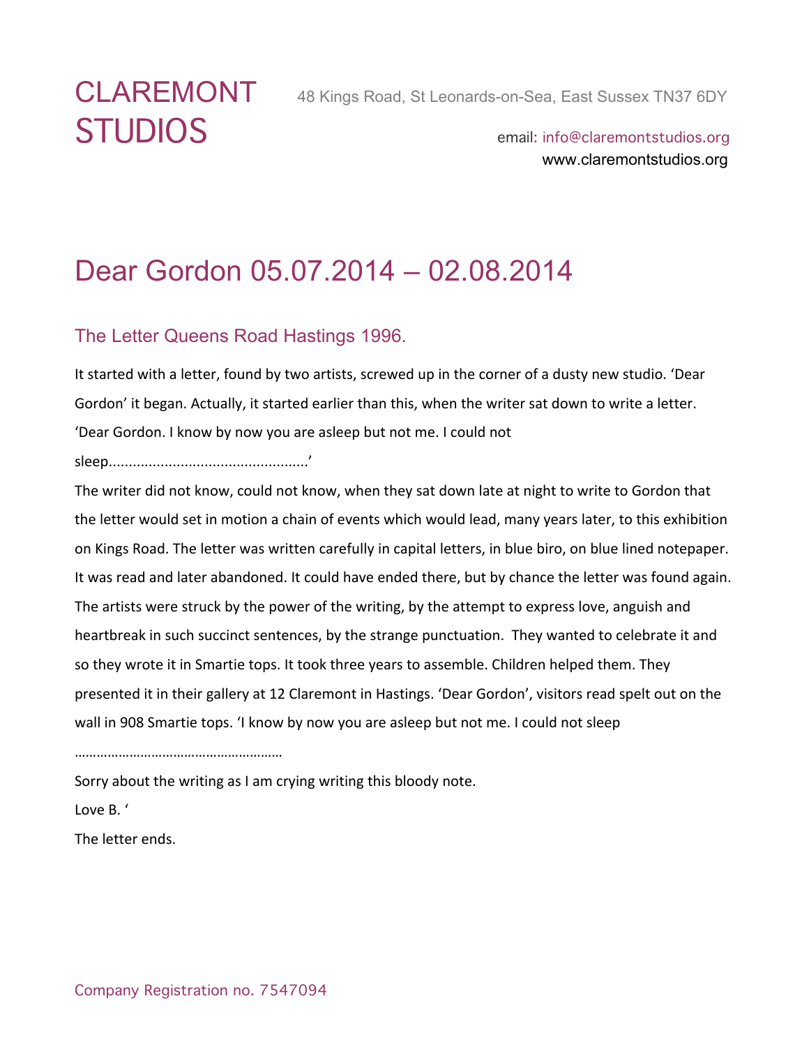# CLAREMONT STUDIOS

48 Kings Road, St Leonards-on-Sea, East Sussex TN37 6DY

email: info@claremontstudios.org
www.claremontstudios.org

## Dear Gordon 05.07.2014 – 02.08.2014

### The Letter Queens Road Hastings 1996.

It started with a letter, found by two artists, screwed up in the corner of a dusty new studio. 'Dear Gordon' it began. Actually, it started earlier than this, when the writer sat down to write a letter. 'Dear Gordon. I know by now you are asleep but not me. I could not sleep..................................................'

The writer did not know, could not know, when they sat down late at night to write to Gordon that the letter would set in motion a chain of events which would lead, many years later, to this exhibition on Kings Road. The letter was written carefully in capital letters, in blue biro, on blue lined notepaper. It was read and later abandoned. It could have ended there, but by chance the letter was found again. The artists were struck by the power of the writing, by the attempt to express love, anguish and heartbreak in such succinct sentences, by the strange punctuation. They wanted to celebrate it and so they wrote it in Smartie tops. It took three years to assemble. Children helped them. They presented it in their gallery at 12 Claremont in Hastings. 'Dear Gordon', visitors read spelt out on the wall in 908 Smartie tops. 'I know by now you are asleep but not me. I could not sleep

…………………………………………………

Sorry about the writing as I am crying writing this bloody note.

Love B. '

The letter ends.

Company Registration no. 7547094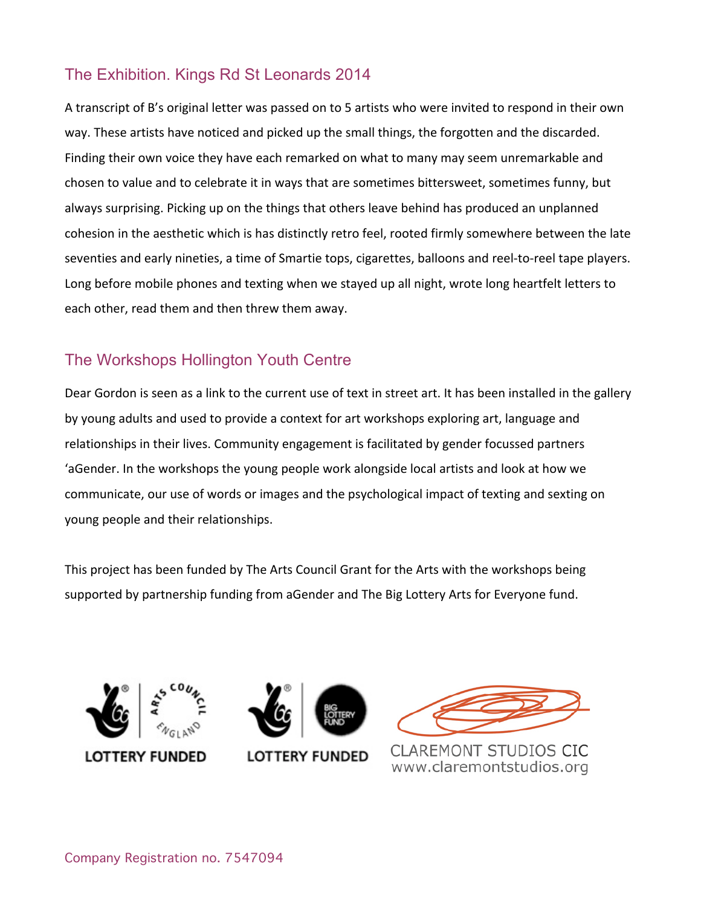## The Exhibition. Kings Rd St Leonards 2014

A transcript of B's original letter was passed on to 5 artists who were invited to respond in their own way. These artists have noticed and picked up the small things, the forgotten and the discarded. Finding their own voice they have each remarked on what to many may seem unremarkable and chosen to value and to celebrate it in ways that are sometimes bittersweet, sometimes funny, but always surprising. Picking up on the things that others leave behind has produced an unplanned cohesion in the aesthetic which is has distinctly retro feel, rooted firmly somewhere between the late seventies and early nineties, a time of Smartie tops, cigarettes, balloons and reel-to-reel tape players. Long before mobile phones and texting when we stayed up all night, wrote long heartfelt letters to each other, read them and then threw them away.

## The Workshops Hollington Youth Centre

Dear Gordon is seen as a link to the current use of text in street art. It has been installed in the gallery by young adults and used to provide a context for art workshops exploring art, language and relationships in their lives. Community engagement is facilitated by gender focussed partners 'aGender. In the workshops the young people work alongside local artists and look at how we communicate, our use of words or images and the psychological impact of texting and sexting on young people and their relationships.

This project has been funded by The Arts Council Grant for the Arts with the workshops being supported by partnership funding from aGender and The Big Lottery Arts for Everyone fund.

ARTS COUNCIL ENGLAND
LOTTERY FUNDED

BIG LOTTERY FUND
LOTTERY FUNDED

CLAREMONT STUDIOS CIC
www.claremontstudios.org

Company Registration no. 7547094